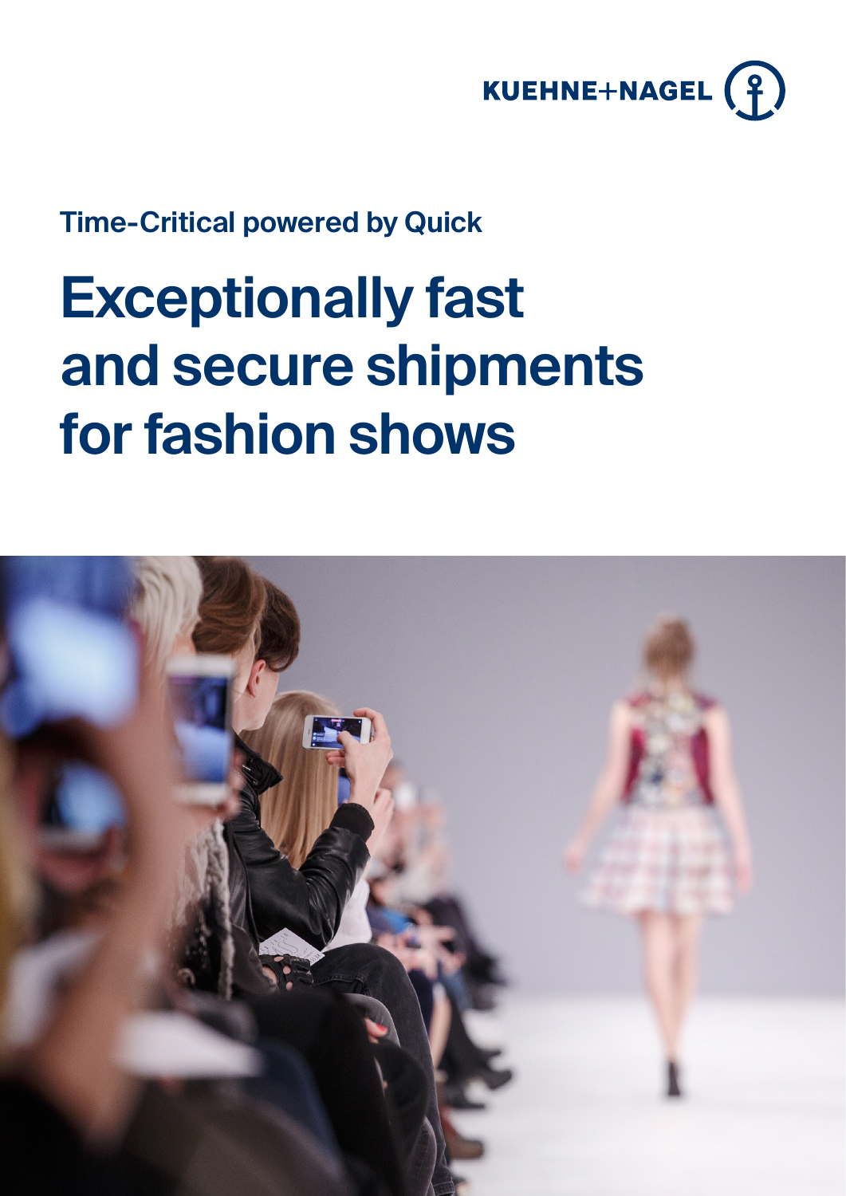KUEHNE+NAGEL

Time-Critical powered by Quick

# Exceptionally fast and secure shipments for fashion shows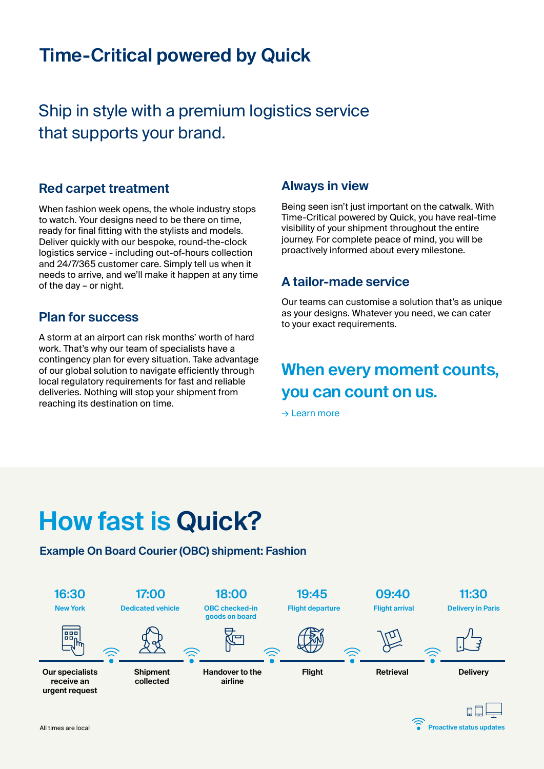# Time-Critical powered by Quick

## Ship in style with a premium logistics service that supports your brand.

### Red carpet treatment

When fashion week opens, the whole industry stops to watch. Your designs need to be there on time, ready for final fitting with the stylists and models. Deliver quickly with our bespoke, round-the-clock logistics service - including out-of-hours collection and 24/7/365 customer care. Simply tell us when it needs to arrive, and we'll make it happen at any time of the day – or night.

### Plan for success

A storm at an airport can risk months' worth of hard work. That's why our team of specialists have a contingency plan for every situation. Take advantage of our global solution to navigate efficiently through local regulatory requirements for fast and reliable deliveries. Nothing will stop your shipment from reaching its destination on time.

### Always in view

Being seen isn't just important on the catwalk. With Time-Critical powered by Quick, you have real-time visibility of your shipment throughout the entire journey. For complete peace of mind, you will be proactively informed about every milestone.

### A tailor-made service

Our teams can customise a solution that's as unique as your designs. Whatever you need, we can cater to your exact requirements.

## When every moment counts, you can count on us.

→ Learn more

# How fast is Quick?

### Example On Board Courier (OBC) shipment: Fashion

16:30
New York
Our specialists receive an urgent request

17:00
Dedicated vehicle
Shipment collected

18:00
OBC checked-in goods on board
Handover to the airline

19:45
Flight departure
Flight

09:40
Flight arrival
Retrieval

11:30
Delivery in Paris
Delivery

All times are local

Proactive status updates